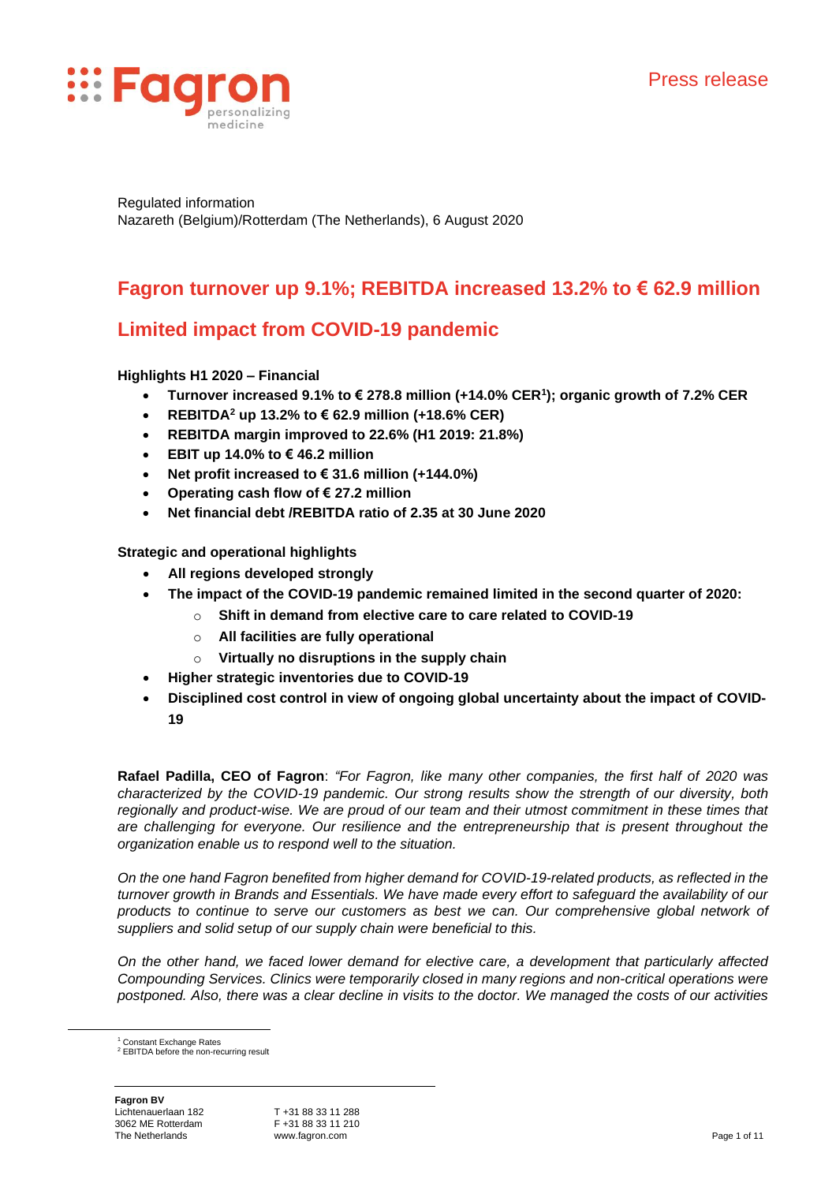Regulated information
Nazareth (Belgium)/Rotterdam (The Netherlands), 6 August 2020

# Fagron turnover up 9.1%; REBITDA increased 13.2% to € 62.9 million

## Limited impact from COVID-19 pandemic

**Highlights H1 2020 – Financial**

- **Turnover increased 9.1% to € 278.8 million (+14.0% CER[1]); organic growth of 7.2% CER**
- **REBITDA[2] up 13.2% to € 62.9 million (+18.6% CER)**
- **REBITDA margin improved to 22.6% (H1 2019: 21.8%)**
- **EBIT up 14.0% to € 46.2 million**
- **Net profit increased to € 31.6 million (+144.0%)**
- **Operating cash flow of € 27.2 million**
- **Net financial debt /REBITDA ratio of 2.35 at 30 June 2020**

**Strategic and operational highlights**

- **All regions developed strongly**
- **The impact of the COVID-19 pandemic remained limited in the second quarter of 2020:**
  - **Shift in demand from elective care to care related to COVID-19**
  - **All facilities are fully operational**
  - **Virtually no disruptions in the supply chain**
- **Higher strategic inventories due to COVID-19**
- **Disciplined cost control in view of ongoing global uncertainty about the impact of COVID-19**

**Rafael Padilla, CEO of Fagron**: *"For Fagron, like many other companies, the first half of 2020 was characterized by the COVID-19 pandemic. Our strong results show the strength of our diversity, both regionally and product-wise. We are proud of our team and their utmost commitment in these times that are challenging for everyone. Our resilience and the entrepreneurship that is present throughout the organization enable us to respond well to the situation.*

*On the one hand Fagron benefited from higher demand for COVID-19-related products, as reflected in the turnover growth in Brands and Essentials. We have made every effort to safeguard the availability of our products to continue to serve our customers as best we can. Our comprehensive global network of suppliers and solid setup of our supply chain were beneficial to this.*

*On the other hand, we faced lower demand for elective care, a development that particularly affected Compounding Services. Clinics were temporarily closed in many regions and non-critical operations were postponed. Also, there was a clear decline in visits to the doctor. We managed the costs of our activities*

[1] Constant Exchange Rates
[2] EBITDA before the non-recurring result

**Fagron BV**
Lichtenauerlaan 182
3062 ME Rotterdam
The Netherlands

T +31 88 33 11 288
F +31 88 33 11 210
www.fagron.com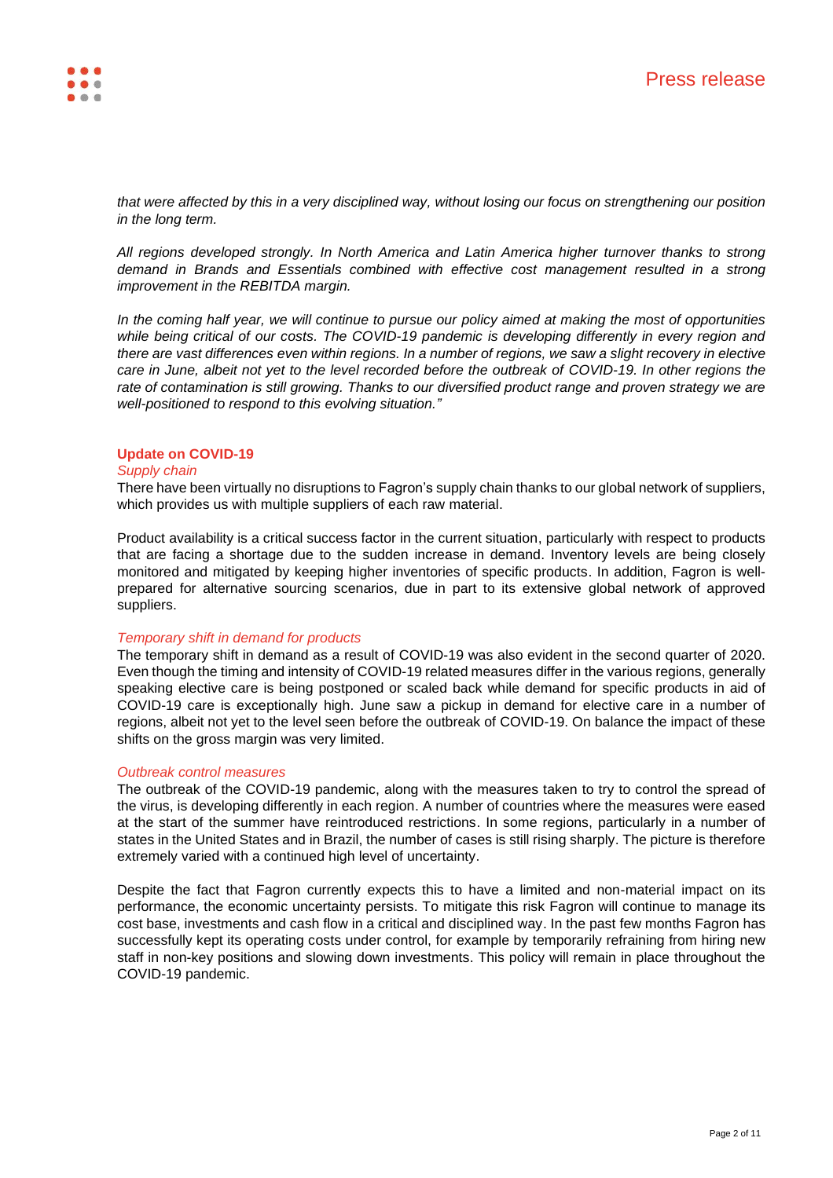*that were affected by this in a very disciplined way, without losing our focus on strengthening our position in the long term.*

*All regions developed strongly. In North America and Latin America higher turnover thanks to strong demand in Brands and Essentials combined with effective cost management resulted in a strong improvement in the REBITDA margin.*

*In the coming half year, we will continue to pursue our policy aimed at making the most of opportunities while being critical of our costs. The COVID-19 pandemic is developing differently in every region and there are vast differences even within regions. In a number of regions, we saw a slight recovery in elective care in June, albeit not yet to the level recorded before the outbreak of COVID-19. In other regions the rate of contamination is still growing. Thanks to our diversified product range and proven strategy we are well-positioned to respond to this evolving situation."*

## Update on COVID-19

### *Supply chain*

There have been virtually no disruptions to Fagron's supply chain thanks to our global network of suppliers, which provides us with multiple suppliers of each raw material.

Product availability is a critical success factor in the current situation, particularly with respect to products that are facing a shortage due to the sudden increase in demand. Inventory levels are being closely monitored and mitigated by keeping higher inventories of specific products. In addition, Fagron is well-prepared for alternative sourcing scenarios, due in part to its extensive global network of approved suppliers.

### *Temporary shift in demand for products*

The temporary shift in demand as a result of COVID-19 was also evident in the second quarter of 2020. Even though the timing and intensity of COVID-19 related measures differ in the various regions, generally speaking elective care is being postponed or scaled back while demand for specific products in aid of COVID-19 care is exceptionally high. June saw a pickup in demand for elective care in a number of regions, albeit not yet to the level seen before the outbreak of COVID-19. On balance the impact of these shifts on the gross margin was very limited.

### *Outbreak control measures*

The outbreak of the COVID-19 pandemic, along with the measures taken to try to control the spread of the virus, is developing differently in each region. A number of countries where the measures were eased at the start of the summer have reintroduced restrictions. In some regions, particularly in a number of states in the United States and in Brazil, the number of cases is still rising sharply. The picture is therefore extremely varied with a continued high level of uncertainty.

Despite the fact that Fagron currently expects this to have a limited and non-material impact on its performance, the economic uncertainty persists. To mitigate this risk Fagron will continue to manage its cost base, investments and cash flow in a critical and disciplined way. In the past few months Fagron has successfully kept its operating costs under control, for example by temporarily refraining from hiring new staff in non-key positions and slowing down investments. This policy will remain in place throughout the COVID-19 pandemic.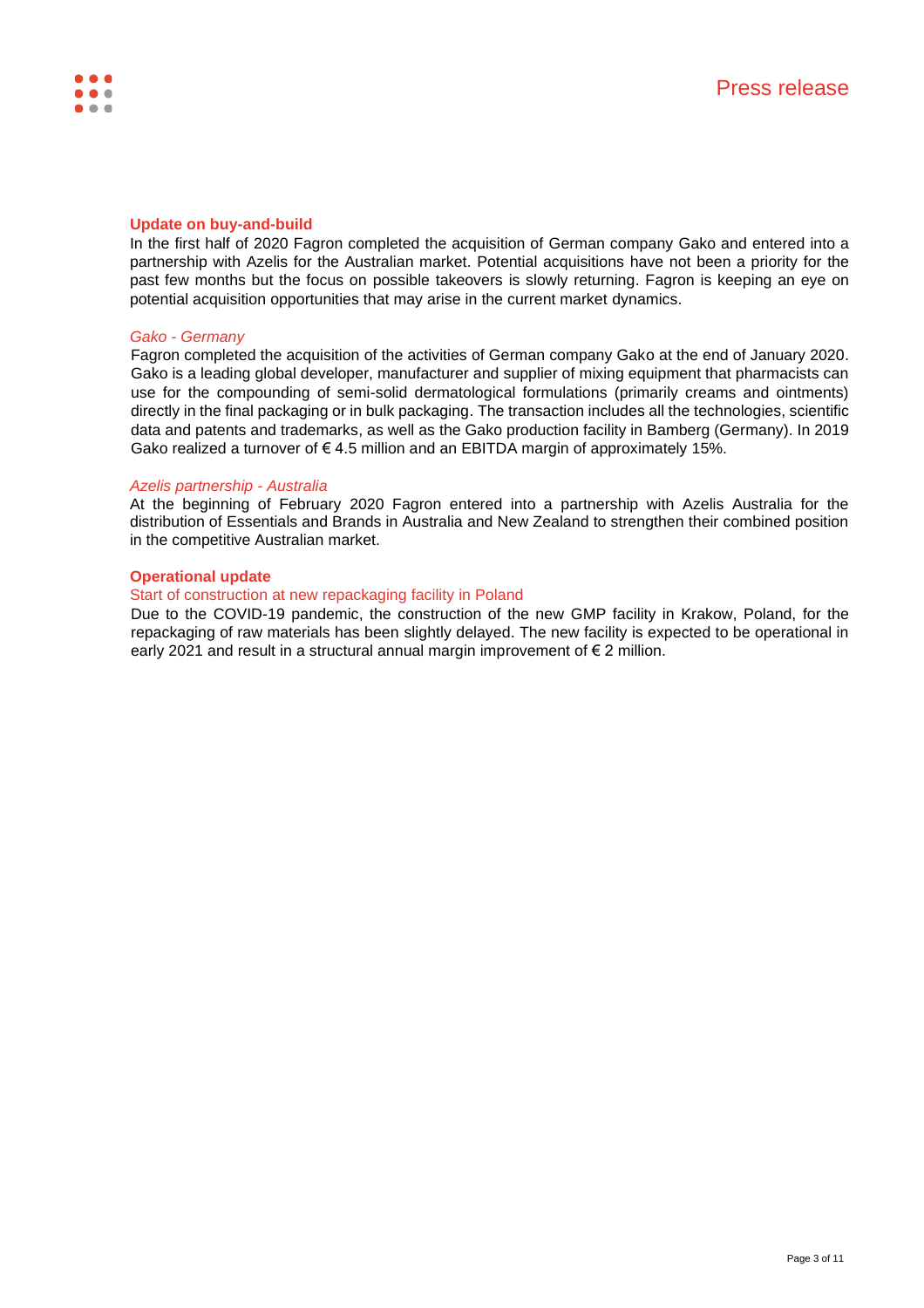## Update on buy-and-build

In the first half of 2020 Fagron completed the acquisition of German company Gako and entered into a partnership with Azelis for the Australian market. Potential acquisitions have not been a priority for the past few months but the focus on possible takeovers is slowly returning. Fagron is keeping an eye on potential acquisition opportunities that may arise in the current market dynamics.

### *Gako - Germany*

Fagron completed the acquisition of the activities of German company Gako at the end of January 2020. Gako is a leading global developer, manufacturer and supplier of mixing equipment that pharmacists can use for the compounding of semi-solid dermatological formulations (primarily creams and ointments) directly in the final packaging or in bulk packaging. The transaction includes all the technologies, scientific data and patents and trademarks, as well as the Gako production facility in Bamberg (Germany). In 2019 Gako realized a turnover of € 4.5 million and an EBITDA margin of approximately 15%.

### *Azelis partnership - Australia*

At the beginning of February 2020 Fagron entered into a partnership with Azelis Australia for the distribution of Essentials and Brands in Australia and New Zealand to strengthen their combined position in the competitive Australian market.

## Operational update

### Start of construction at new repackaging facility in Poland

Due to the COVID-19 pandemic, the construction of the new GMP facility in Krakow, Poland, for the repackaging of raw materials has been slightly delayed. The new facility is expected to be operational in early 2021 and result in a structural annual margin improvement of € 2 million.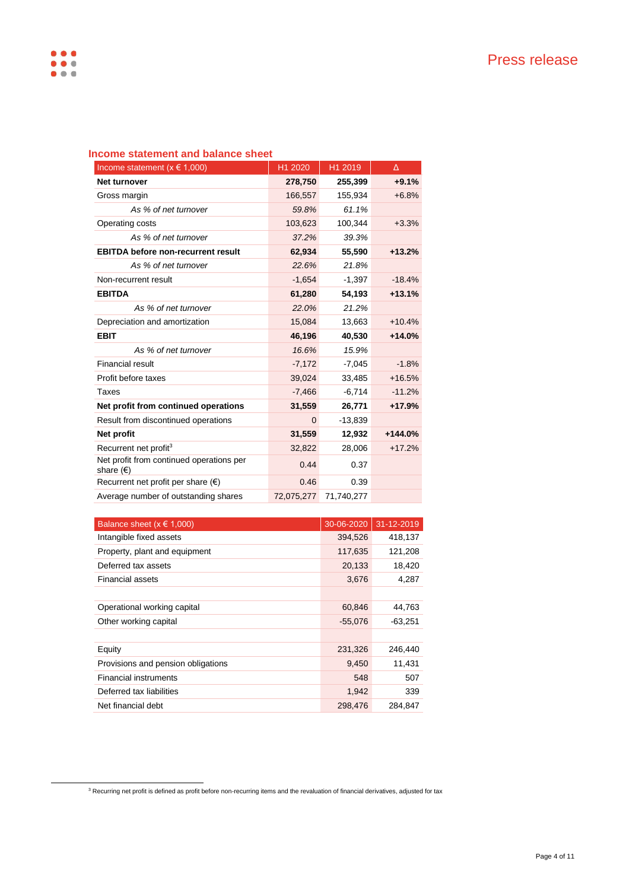## Income statement and balance sheet

| Income statement (x € 1,000) | H1 2020 | H1 2019 | Δ |
|---|---|---|---|
| **Net turnover** | **278,750** | **255,399** | **+9.1%** |
| Gross margin | 166,557 | 155,934 | +6.8% |
| *As % of net turnover* | *59.8%* | *61.1%* | |
| Operating costs | 103,623 | 100,344 | +3.3% |
| *As % of net turnover* | *37.2%* | *39.3%* | |
| **EBITDA before non-recurrent result** | **62,934** | **55,590** | **+13.2%** |
| *As % of net turnover* | *22.6%* | *21.8%* | |
| Non-recurrent result | -1,654 | -1,397 | -18.4% |
| **EBITDA** | **61,280** | **54,193** | **+13.1%** |
| *As % of net turnover* | *22.0%* | *21.2%* | |
| Depreciation and amortization | 15,084 | 13,663 | +10.4% |
| **EBIT** | **46,196** | **40,530** | **+14.0%** |
| *As % of net turnover* | *16.6%* | *15.9%* | |
| Financial result | -7,172 | -7,045 | -1.8% |
| Profit before taxes | 39,024 | 33,485 | +16.5% |
| Taxes | -7,466 | -6,714 | -11.2% |
| **Net profit from continued operations** | **31,559** | **26,771** | **+17.9%** |
| Result from discontinued operations | 0 | -13,839 | |
| **Net profit** | **31,559** | **12,932** | **+144.0%** |
| Recurrent net profit[3] | 32,822 | 28,006 | +17.2% |
| Net profit from continued operations per share (€) | 0.44 | 0.37 | |
| Recurrent net profit per share (€) | 0.46 | 0.39 | |
| Average number of outstanding shares | 72,075,277 | 71,740,277 | |

| Balance sheet (x € 1,000) | 30-06-2020 | 31-12-2019 |
|---|---|---|
| Intangible fixed assets | 394,526 | 418,137 |
| Property, plant and equipment | 117,635 | 121,208 |
| Deferred tax assets | 20,133 | 18,420 |
| Financial assets | 3,676 | 4,287 |
| | | |
| Operational working capital | 60,846 | 44,763 |
| Other working capital | -55,076 | -63,251 |
| | | |
| Equity | 231,326 | 246,440 |
| Provisions and pension obligations | 9,450 | 11,431 |
| Financial instruments | 548 | 507 |
| Deferred tax liabilities | 1,942 | 339 |
| Net financial debt | 298,476 | 284,847 |

[3] Recurring net profit is defined as profit before non-recurring items and the revaluation of financial derivatives, adjusted for tax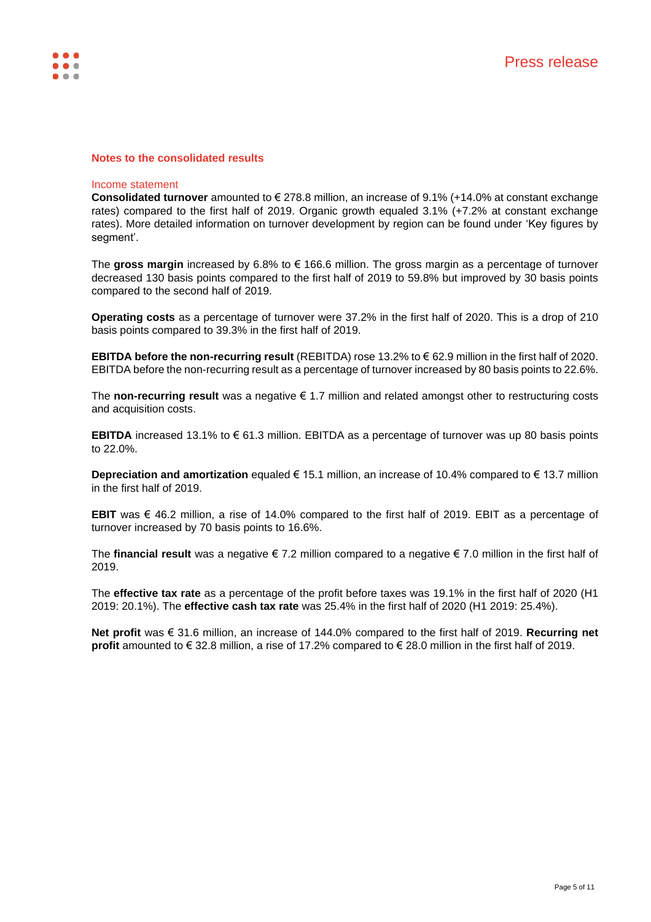## Notes to the consolidated results

### Income statement

**Consolidated turnover** amounted to € 278.8 million, an increase of 9.1% (+14.0% at constant exchange rates) compared to the first half of 2019. Organic growth equaled 3.1% (+7.2% at constant exchange rates). More detailed information on turnover development by region can be found under 'Key figures by segment'.

The **gross margin** increased by 6.8% to € 166.6 million. The gross margin as a percentage of turnover decreased 130 basis points compared to the first half of 2019 to 59.8% but improved by 30 basis points compared to the second half of 2019.

**Operating costs** as a percentage of turnover were 37.2% in the first half of 2020. This is a drop of 210 basis points compared to 39.3% in the first half of 2019.

**EBITDA before the non-recurring result** (REBITDA) rose 13.2% to € 62.9 million in the first half of 2020. EBITDA before the non-recurring result as a percentage of turnover increased by 80 basis points to 22.6%.

The **non-recurring result** was a negative € 1.7 million and related amongst other to restructuring costs and acquisition costs.

**EBITDA** increased 13.1% to € 61.3 million. EBITDA as a percentage of turnover was up 80 basis points to 22.0%.

**Depreciation and amortization** equaled € 15.1 million, an increase of 10.4% compared to € 13.7 million in the first half of 2019.

**EBIT** was € 46.2 million, a rise of 14.0% compared to the first half of 2019. EBIT as a percentage of turnover increased by 70 basis points to 16.6%.

The **financial result** was a negative € 7.2 million compared to a negative € 7.0 million in the first half of 2019.

The **effective tax rate** as a percentage of the profit before taxes was 19.1% in the first half of 2020 (H1 2019: 20.1%). The **effective cash tax rate** was 25.4% in the first half of 2020 (H1 2019: 25.4%).

**Net profit** was € 31.6 million, an increase of 144.0% compared to the first half of 2019. **Recurring net profit** amounted to € 32.8 million, a rise of 17.2% compared to € 28.0 million in the first half of 2019.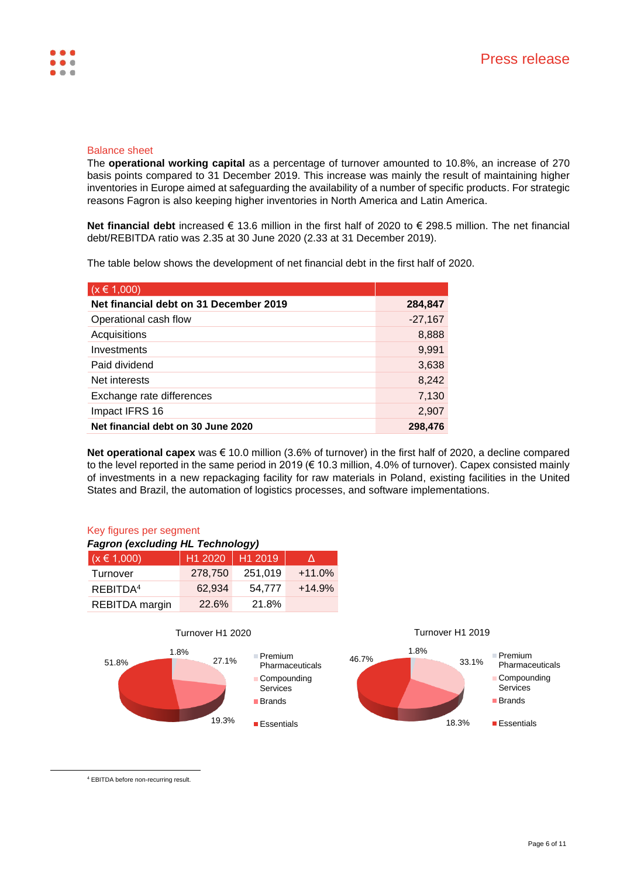## Balance sheet

The **operational working capital** as a percentage of turnover amounted to 10.8%, an increase of 270 basis points compared to 31 December 2019. This increase was mainly the result of maintaining higher inventories in Europe aimed at safeguarding the availability of a number of specific products. For strategic reasons Fagron is also keeping higher inventories in North America and Latin America.

**Net financial debt** increased € 13.6 million in the first half of 2020 to € 298.5 million. The net financial debt/REBITDA ratio was 2.35 at 30 June 2020 (2.33 at 31 December 2019).

The table below shows the development of net financial debt in the first half of 2020.

| (x € 1,000) | |
|---|---|
| **Net financial debt on 31 December 2019** | **284,847** |
| Operational cash flow | -27,167 |
| Acquisitions | 8,888 |
| Investments | 9,991 |
| Paid dividend | 3,638 |
| Net interests | 8,242 |
| Exchange rate differences | 7,130 |
| Impact IFRS 16 | 2,907 |
| **Net financial debt on 30 June 2020** | **298,476** |

**Net operational capex** was € 10.0 million (3.6% of turnover) in the first half of 2020, a decline compared to the level reported in the same period in 2019 (€ 10.3 million, 4.0% of turnover). Capex consisted mainly of investments in a new repackaging facility for raw materials in Poland, existing facilities in the United States and Brazil, the automation of logistics processes, and software implementations.

## Key figures per segment

***Fagron (excluding HL Technology)***

| (x € 1,000) | H1 2020 | H1 2019 | Δ |
|---|---|---|---|
| Turnover | 278,750 | 251,019 | +11.0% |
| REBITDA[4] | 62,934 | 54,777 | +14.9% |
| REBITDA margin | 22.6% | 21.8% | |

Turnover H1 2020

- Premium Pharmaceuticals: 1.8%
- Compounding Services: 27.1%
- Brands: 19.3%
- Essentials: 51.8%

Turnover H1 2019

- Premium Pharmaceuticals: 1.8%
- Compounding Services: 33.1%
- Brands: 18.3%
- Essentials: 46.7%

[4] EBITDA before non-recurring result.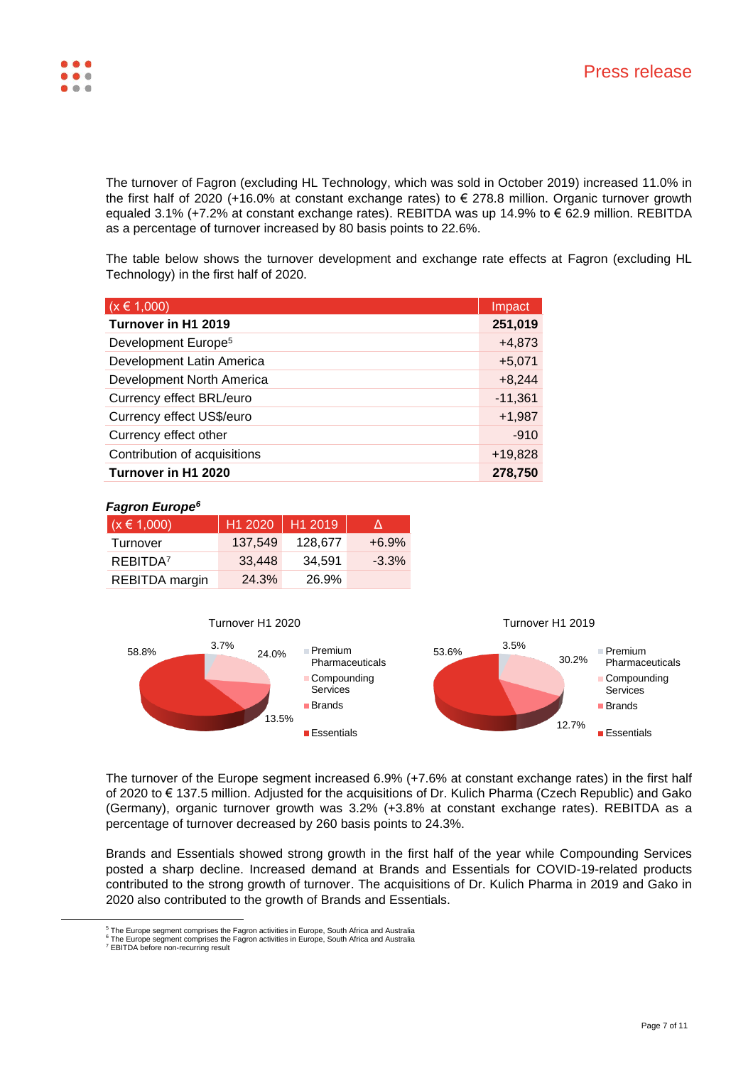The turnover of Fagron (excluding HL Technology, which was sold in October 2019) increased 11.0% in the first half of 2020 (+16.0% at constant exchange rates) to € 278.8 million. Organic turnover growth equaled 3.1% (+7.2% at constant exchange rates). REBITDA was up 14.9% to € 62.9 million. REBITDA as a percentage of turnover increased by 80 basis points to 22.6%.

The table below shows the turnover development and exchange rate effects at Fagron (excluding HL Technology) in the first half of 2020.

| (x € 1,000) | Impact |
|---|---|
| **Turnover in H1 2019** | **251,019** |
| Development Europe[5] | +4,873 |
| Development Latin America | +5,071 |
| Development North America | +8,244 |
| Currency effect BRL/euro | -11,361 |
| Currency effect US$/euro | +1,987 |
| Currency effect other | -910 |
| Contribution of acquisitions | +19,828 |
| **Turnover in H1 2020** | **278,750** |

***Fagron Europe[6]***

| (x € 1,000) | H1 2020 | H1 2019 | Δ |
|---|---|---|---|
| Turnover | 137,549 | 128,677 | +6.9% |
| REBITDA[7] | 33,448 | 34,591 | -3.3% |
| REBITDA margin | 24.3% | 26.9% | |

Turnover H1 2020

| Segment | Share |
|---|---|
| Premium Pharmaceuticals | 3.7% |
| Compounding Services | 24.0% |
| Brands | 13.5% |
| Essentials | 58.8% |

Turnover H1 2019

| Segment | Share |
|---|---|
| Premium Pharmaceuticals | 3.5% |
| Compounding Services | 30.2% |
| Brands | 12.7% |
| Essentials | 53.6% |

The turnover of the Europe segment increased 6.9% (+7.6% at constant exchange rates) in the first half of 2020 to € 137.5 million. Adjusted for the acquisitions of Dr. Kulich Pharma (Czech Republic) and Gako (Germany), organic turnover growth was 3.2% (+3.8% at constant exchange rates). REBITDA as a percentage of turnover decreased by 260 basis points to 24.3%.

Brands and Essentials showed strong growth in the first half of the year while Compounding Services posted a sharp decline. Increased demand at Brands and Essentials for COVID-19-related products contributed to the strong growth of turnover. The acquisitions of Dr. Kulich Pharma in 2019 and Gako in 2020 also contributed to the growth of Brands and Essentials.

[5] The Europe segment comprises the Fagron activities in Europe, South Africa and Australia
[6] The Europe segment comprises the Fagron activities in Europe, South Africa and Australia
[7] EBITDA before non-recurring result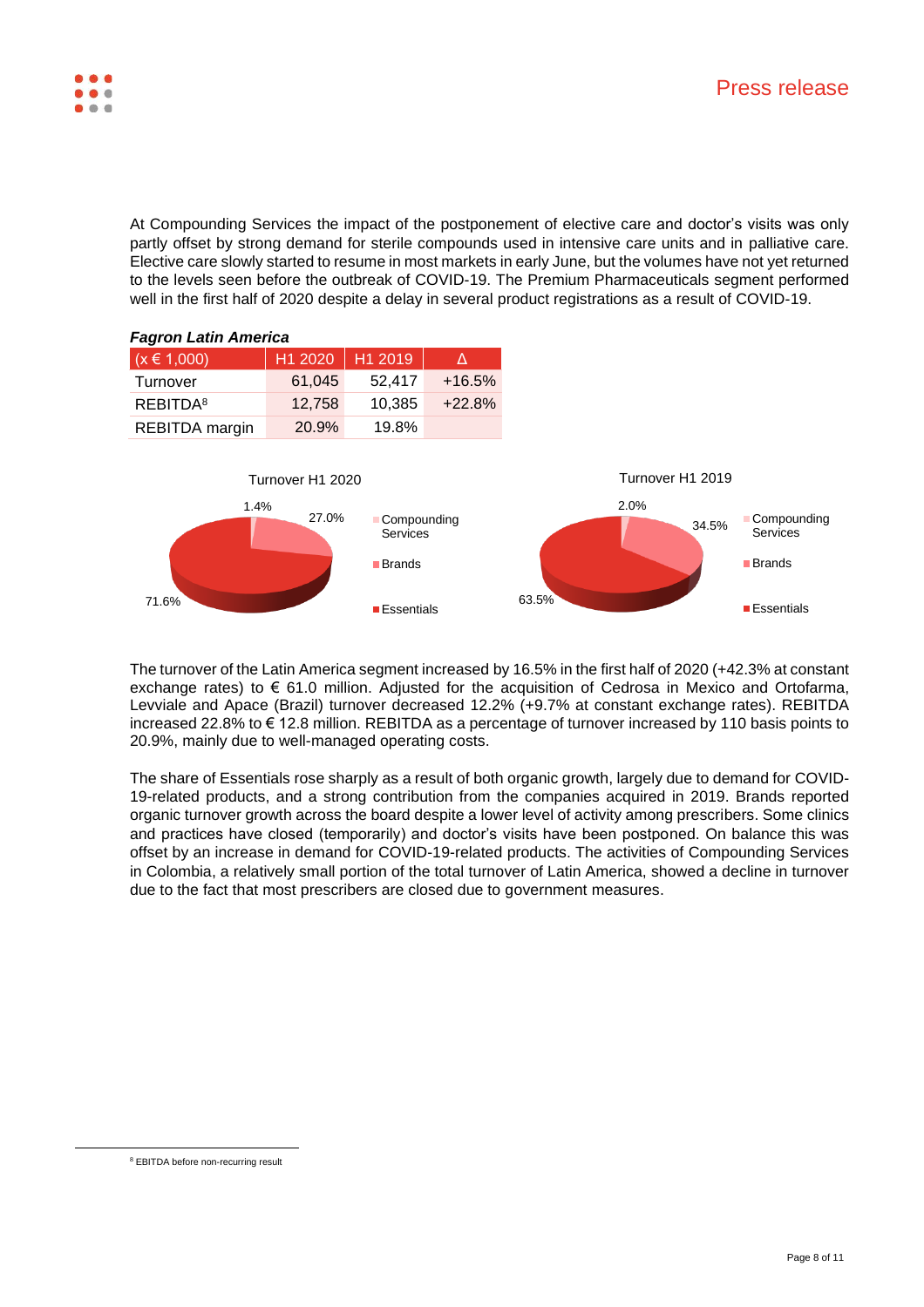At Compounding Services the impact of the postponement of elective care and doctor's visits was only partly offset by strong demand for sterile compounds used in intensive care units and in palliative care. Elective care slowly started to resume in most markets in early June, but the volumes have not yet returned to the levels seen before the outbreak of COVID-19. The Premium Pharmaceuticals segment performed well in the first half of 2020 despite a delay in several product registrations as a result of COVID-19.

***Fagron Latin America***

| (x € 1,000) | H1 2020 | H1 2019 | Δ |
|---|---|---|---|
| Turnover | 61,045 | 52,417 | +16.5% |
| REBITDA[8] | 12,758 | 10,385 | +22.8% |
| REBITDA margin | 20.9% | 19.8% | |

Turnover H1 2020: Compounding Services 1.4%, Brands 27.0%, Essentials 71.6%

Turnover H1 2019: Compounding Services 2.0%, Brands 34.5%, Essentials 63.5%

The turnover of the Latin America segment increased by 16.5% in the first half of 2020 (+42.3% at constant exchange rates) to € 61.0 million. Adjusted for the acquisition of Cedrosa in Mexico and Ortofarma, Levviale and Apace (Brazil) turnover decreased 12.2% (+9.7% at constant exchange rates). REBITDA increased 22.8% to € 12.8 million. REBITDA as a percentage of turnover increased by 110 basis points to 20.9%, mainly due to well-managed operating costs.

The share of Essentials rose sharply as a result of both organic growth, largely due to demand for COVID-19-related products, and a strong contribution from the companies acquired in 2019. Brands reported organic turnover growth across the board despite a lower level of activity among prescribers. Some clinics and practices have closed (temporarily) and doctor's visits have been postponed. On balance this was offset by an increase in demand for COVID-19-related products. The activities of Compounding Services in Colombia, a relatively small portion of the total turnover of Latin America, showed a decline in turnover due to the fact that most prescribers are closed due to government measures.

---

[8] EBITDA before non-recurring result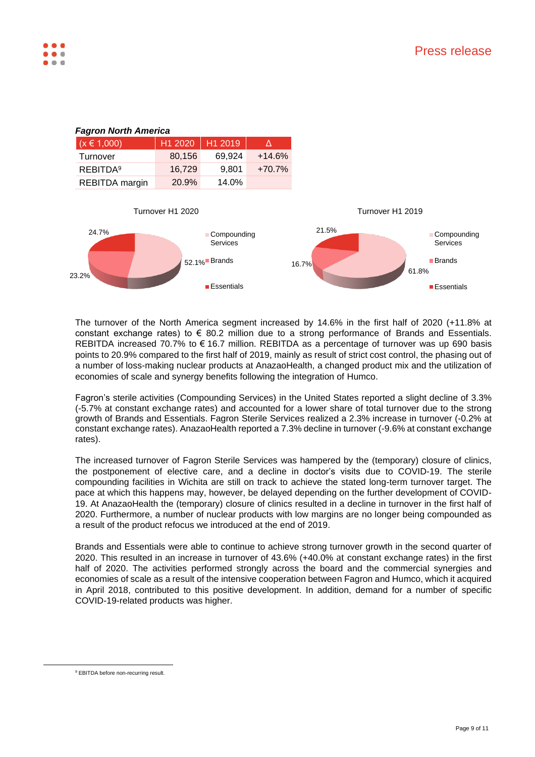***Fagron North America***

| (x € 1,000) | H1 2020 | H1 2019 | Δ |
|---|---|---|---|
| Turnover | 80,156 | 69,924 | +14.6% |
| REBITDA[9] | 16,729 | 9,801 | +70.7% |
| REBITDA margin | 20.9% | 14.0% | |

Turnover H1 2020

- Compounding Services: 52.1%
- Brands: 23.2%
- Essentials: 24.7%

Turnover H1 2019

- Compounding Services: 61.8%
- Brands: 16.7%
- Essentials: 21.5%

The turnover of the North America segment increased by 14.6% in the first half of 2020 (+11.8% at constant exchange rates) to € 80.2 million due to a strong performance of Brands and Essentials. REBITDA increased 70.7% to € 16.7 million. REBITDA as a percentage of turnover was up 690 basis points to 20.9% compared to the first half of 2019, mainly as result of strict cost control, the phasing out of a number of loss-making nuclear products at AnazaoHealth, a changed product mix and the utilization of economies of scale and synergy benefits following the integration of Humco.

Fagron's sterile activities (Compounding Services) in the United States reported a slight decline of 3.3% (-5.7% at constant exchange rates) and accounted for a lower share of total turnover due to the strong growth of Brands and Essentials. Fagron Sterile Services realized a 2.3% increase in turnover (-0.2% at constant exchange rates). AnazaoHealth reported a 7.3% decline in turnover (-9.6% at constant exchange rates).

The increased turnover of Fagron Sterile Services was hampered by the (temporary) closure of clinics, the postponement of elective care, and a decline in doctor's visits due to COVID-19. The sterile compounding facilities in Wichita are still on track to achieve the stated long-term turnover target. The pace at which this happens may, however, be delayed depending on the further development of COVID-19. At AnazaoHealth the (temporary) closure of clinics resulted in a decline in turnover in the first half of 2020. Furthermore, a number of nuclear products with low margins are no longer being compounded as a result of the product refocus we introduced at the end of 2019.

Brands and Essentials were able to continue to achieve strong turnover growth in the second quarter of 2020. This resulted in an increase in turnover of 43.6% (+40.0% at constant exchange rates) in the first half of 2020. The activities performed strongly across the board and the commercial synergies and economies of scale as a result of the intensive cooperation between Fagron and Humco, which it acquired in April 2018, contributed to this positive development. In addition, demand for a number of specific COVID-19-related products was higher.

[9] EBITDA before non-recurring result.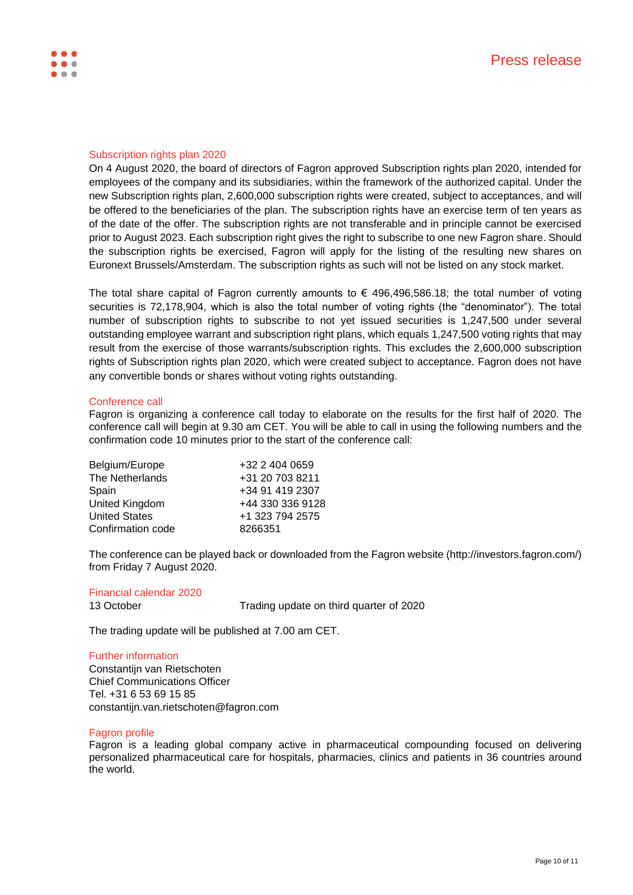## Subscription rights plan 2020

On 4 August 2020, the board of directors of Fagron approved Subscription rights plan 2020, intended for employees of the company and its subsidiaries, within the framework of the authorized capital. Under the new Subscription rights plan, 2,600,000 subscription rights were created, subject to acceptances, and will be offered to the beneficiaries of the plan. The subscription rights have an exercise term of ten years as of the date of the offer. The subscription rights are not transferable and in principle cannot be exercised prior to August 2023. Each subscription right gives the right to subscribe to one new Fagron share. Should the subscription rights be exercised, Fagron will apply for the listing of the resulting new shares on Euronext Brussels/Amsterdam. The subscription rights as such will not be listed on any stock market.

The total share capital of Fagron currently amounts to € 496,496,586.18; the total number of voting securities is 72,178,904, which is also the total number of voting rights (the "denominator"). The total number of subscription rights to subscribe to not yet issued securities is 1,247,500 under several outstanding employee warrant and subscription right plans, which equals 1,247,500 voting rights that may result from the exercise of those warrants/subscription rights. This excludes the 2,600,000 subscription rights of Subscription rights plan 2020, which were created subject to acceptance. Fagron does not have any convertible bonds or shares without voting rights outstanding.

## Conference call

Fagron is organizing a conference call today to elaborate on the results for the first half of 2020. The conference call will begin at 9.30 am CET. You will be able to call in using the following numbers and the confirmation code 10 minutes prior to the start of the conference call:

| | |
|---|---|
| Belgium/Europe | +32 2 404 0659 |
| The Netherlands | +31 20 703 8211 |
| Spain | +34 91 419 2307 |
| United Kingdom | +44 330 336 9128 |
| United States | +1 323 794 2575 |
| Confirmation code | 8266351 |

The conference can be played back or downloaded from the Fagron website (http://investors.fagron.com/) from Friday 7 August 2020.

## Financial calendar 2020

| | |
|---|---|
| 13 October | Trading update on third quarter of 2020 |

The trading update will be published at 7.00 am CET.

## Further information

Constantijn van Rietschoten
Chief Communications Officer
Tel. +31 6 53 69 15 85
constantijn.van.rietschoten@fagron.com

## Fagron profile

Fagron is a leading global company active in pharmaceutical compounding focused on delivering personalized pharmaceutical care for hospitals, pharmacies, clinics and patients in 36 countries around the world.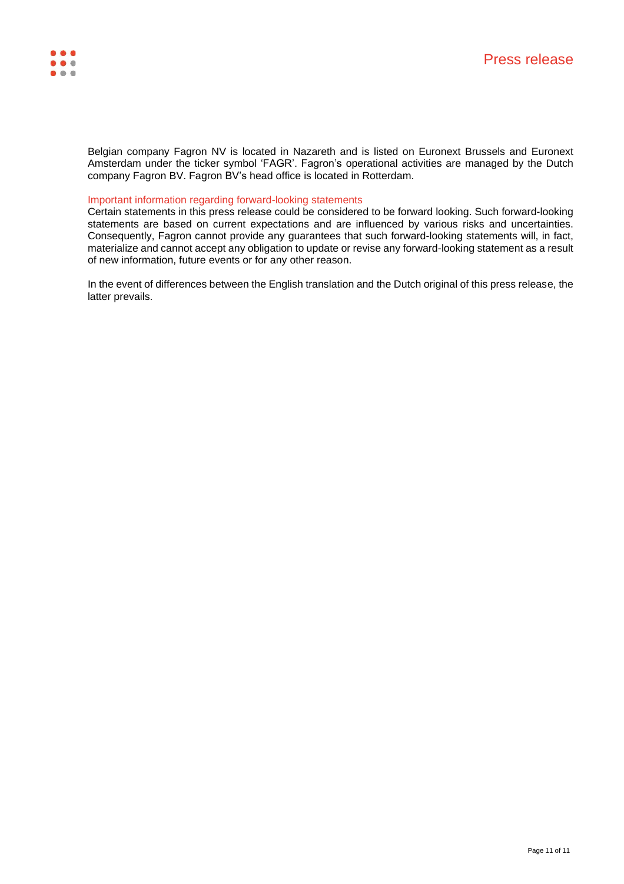Belgian company Fagron NV is located in Nazareth and is listed on Euronext Brussels and Euronext Amsterdam under the ticker symbol 'FAGR'. Fagron's operational activities are managed by the Dutch company Fagron BV. Fagron BV's head office is located in Rotterdam.

### Important information regarding forward-looking statements

Certain statements in this press release could be considered to be forward looking. Such forward-looking statements are based on current expectations and are influenced by various risks and uncertainties. Consequently, Fagron cannot provide any guarantees that such forward-looking statements will, in fact, materialize and cannot accept any obligation to update or revise any forward-looking statement as a result of new information, future events or for any other reason.

In the event of differences between the English translation and the Dutch original of this press release, the latter prevails.